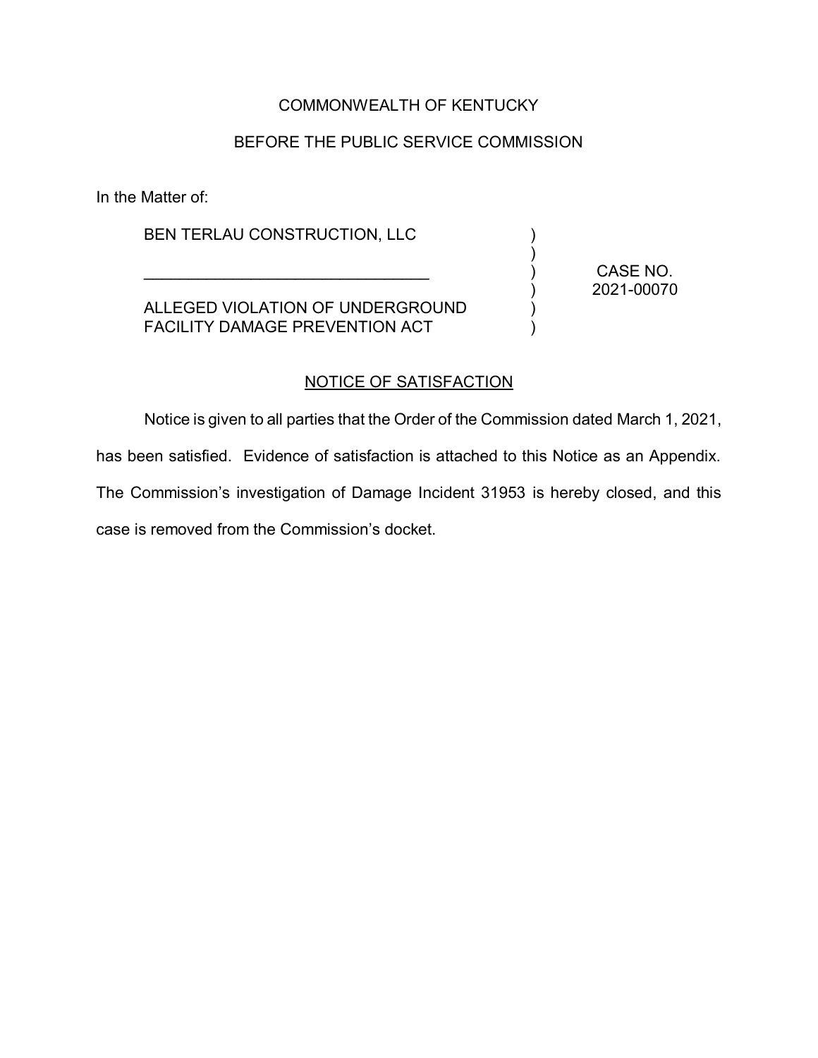COMMONWEALTH OF KENTUCKY

BEFORE THE PUBLIC SERVICE COMMISSION

In the Matter of:

| | | |
|---|---|---|
| BEN TERLAU CONSTRUCTION, LLC | ) | |
| | ) | |
| _________________________________ | ) | CASE NO. |
| | ) | 2021-00070 |
| ALLEGED VIOLATION OF UNDERGROUND | ) | |
| FACILITY DAMAGE PREVENTION ACT | ) | |

NOTICE OF SATISFACTION

Notice is given to all parties that the Order of the Commission dated March 1, 2021, has been satisfied. Evidence of satisfaction is attached to this Notice as an Appendix. The Commission's investigation of Damage Incident 31953 is hereby closed, and this case is removed from the Commission's docket.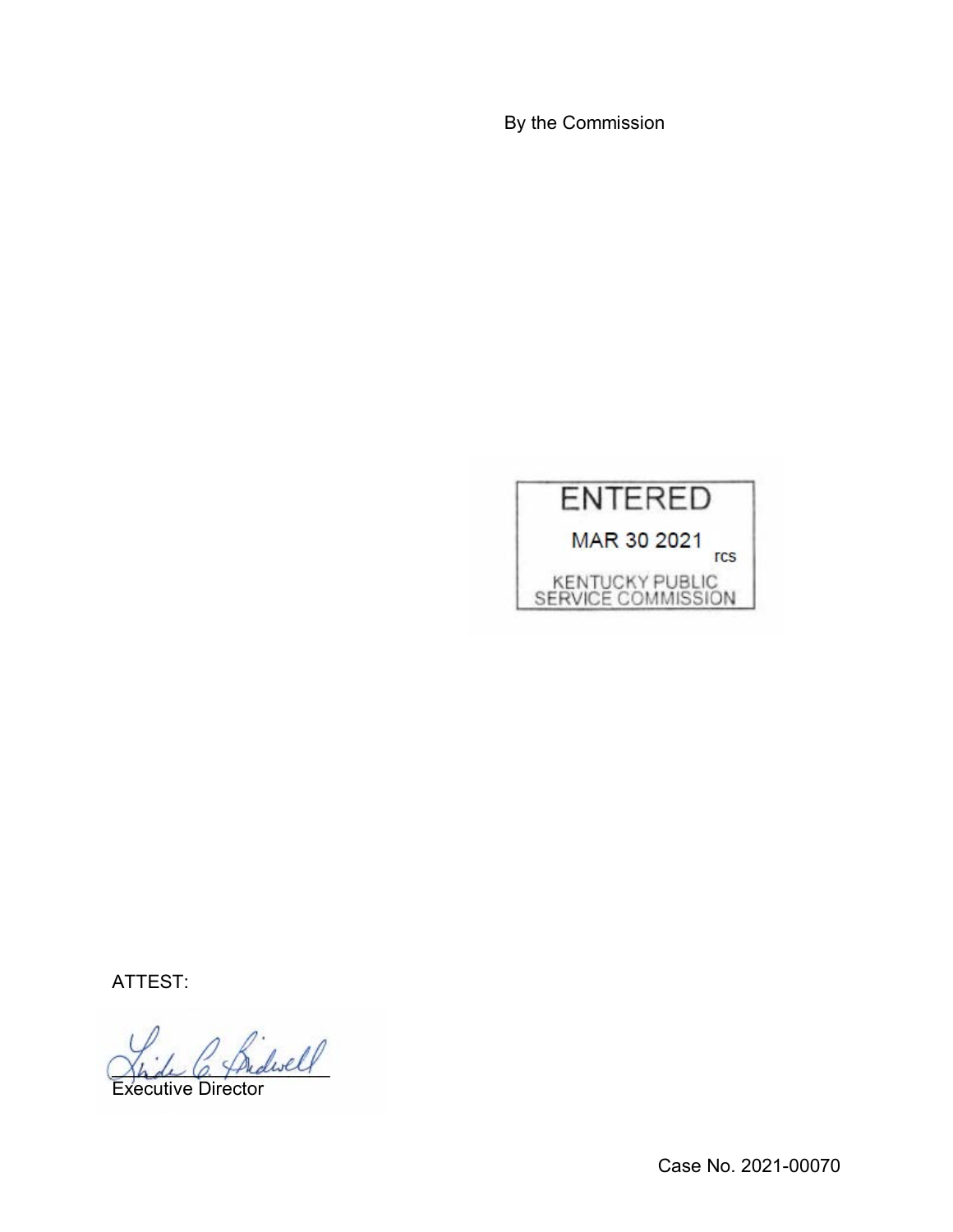By the Commission

ENTERED

MAR 30 2021

rcs

KENTUCKY PUBLIC SERVICE COMMISSION

ATTEST:

Executive Director

Case No. 2021-00070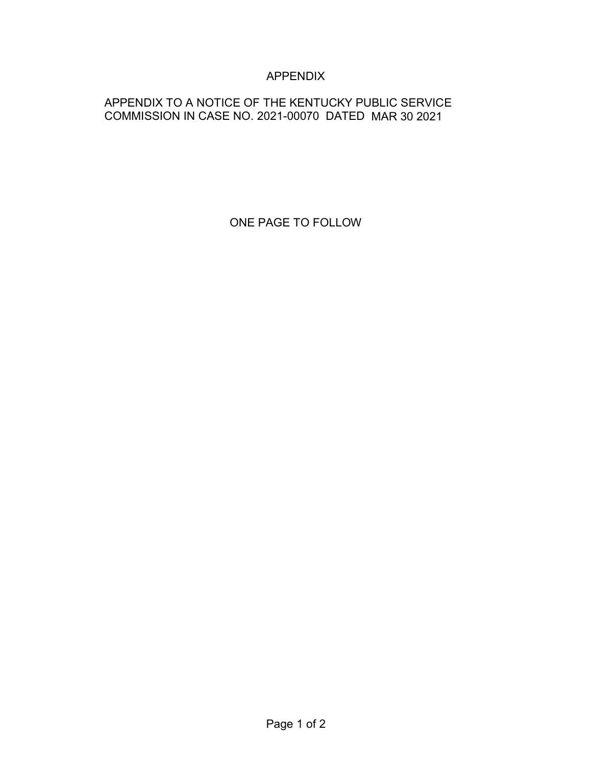# APPENDIX

APPENDIX TO A NOTICE OF THE KENTUCKY PUBLIC SERVICE COMMISSION IN CASE NO. 2021-00070 DATED MAR 30 2021

ONE PAGE TO FOLLOW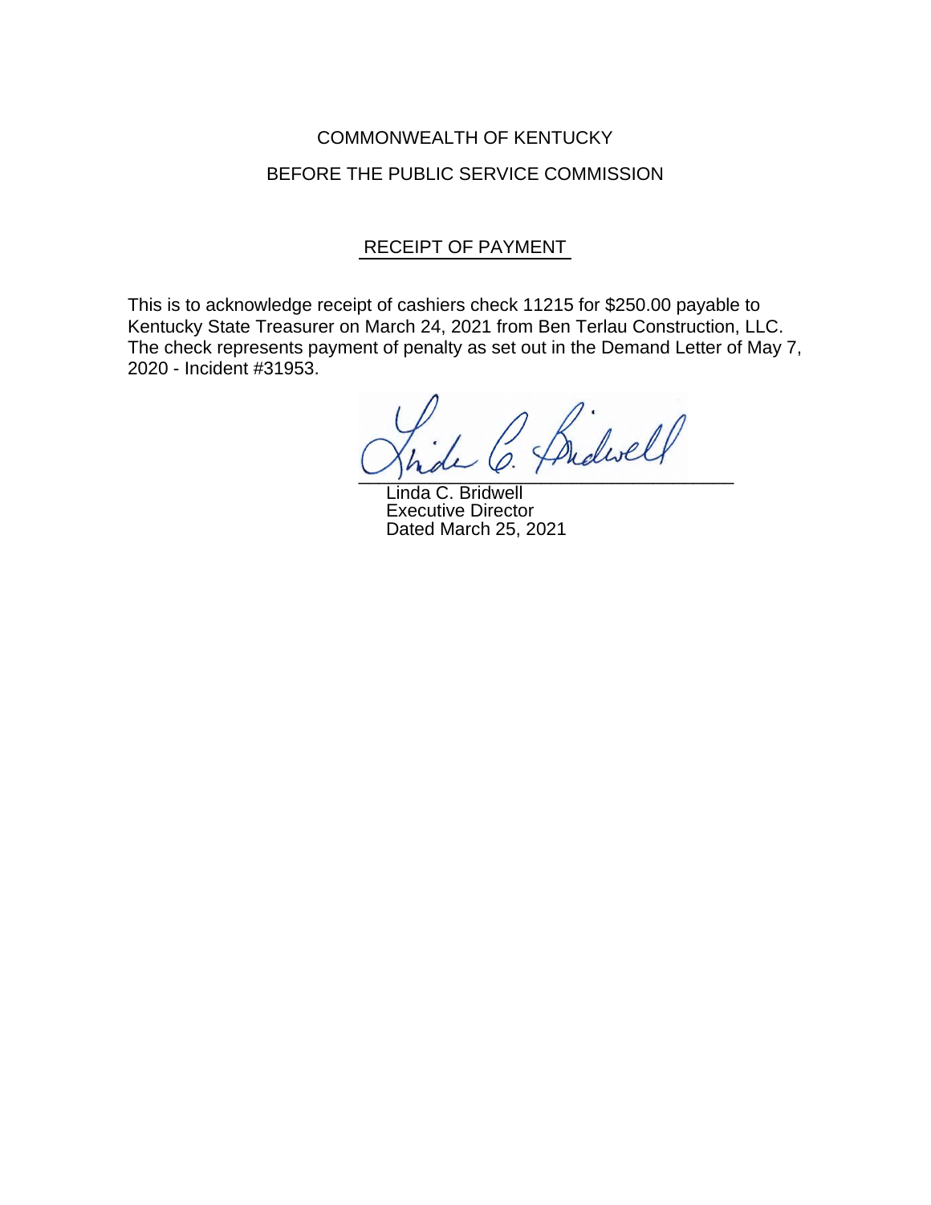COMMONWEALTH OF KENTUCKY

BEFORE THE PUBLIC SERVICE COMMISSION

## RECEIPT OF PAYMENT

This is to acknowledge receipt of cashiers check 11215 for $250.00 payable to Kentucky State Treasurer on March 24, 2021 from Ben Terlau Construction, LLC. The check represents payment of penalty as set out in the Demand Letter of May 7, 2020 - Incident #31953.

Linda C. Bridwell
Executive Director
Dated March 25, 2021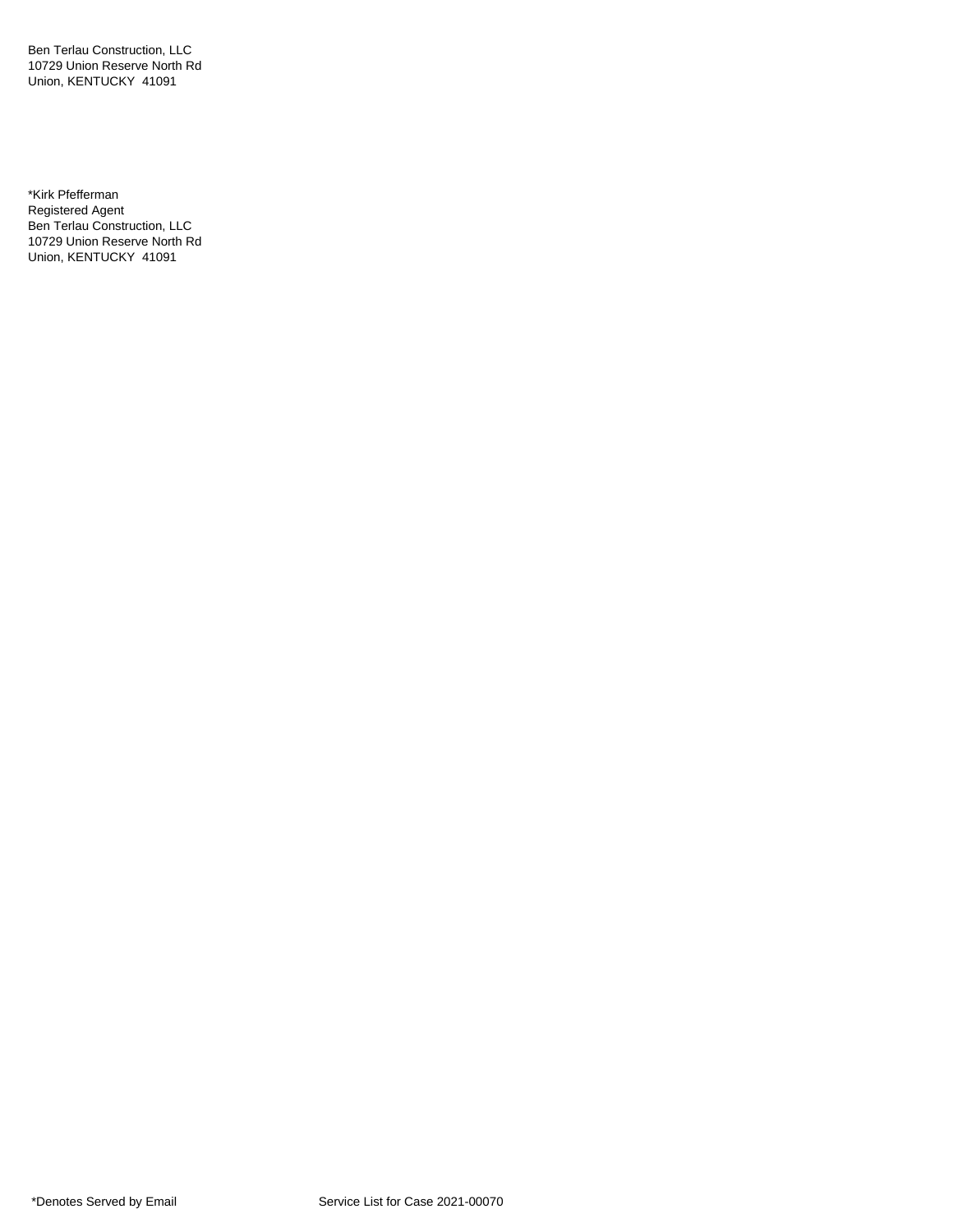Ben Terlau Construction, LLC
10729 Union Reserve North Rd
Union, KENTUCKY  41091

*Kirk Pfefferman
Registered Agent
Ben Terlau Construction, LLC
10729 Union Reserve North Rd
Union, KENTUCKY  41091

*Denotes Served by Email

Service List for Case 2021-00070